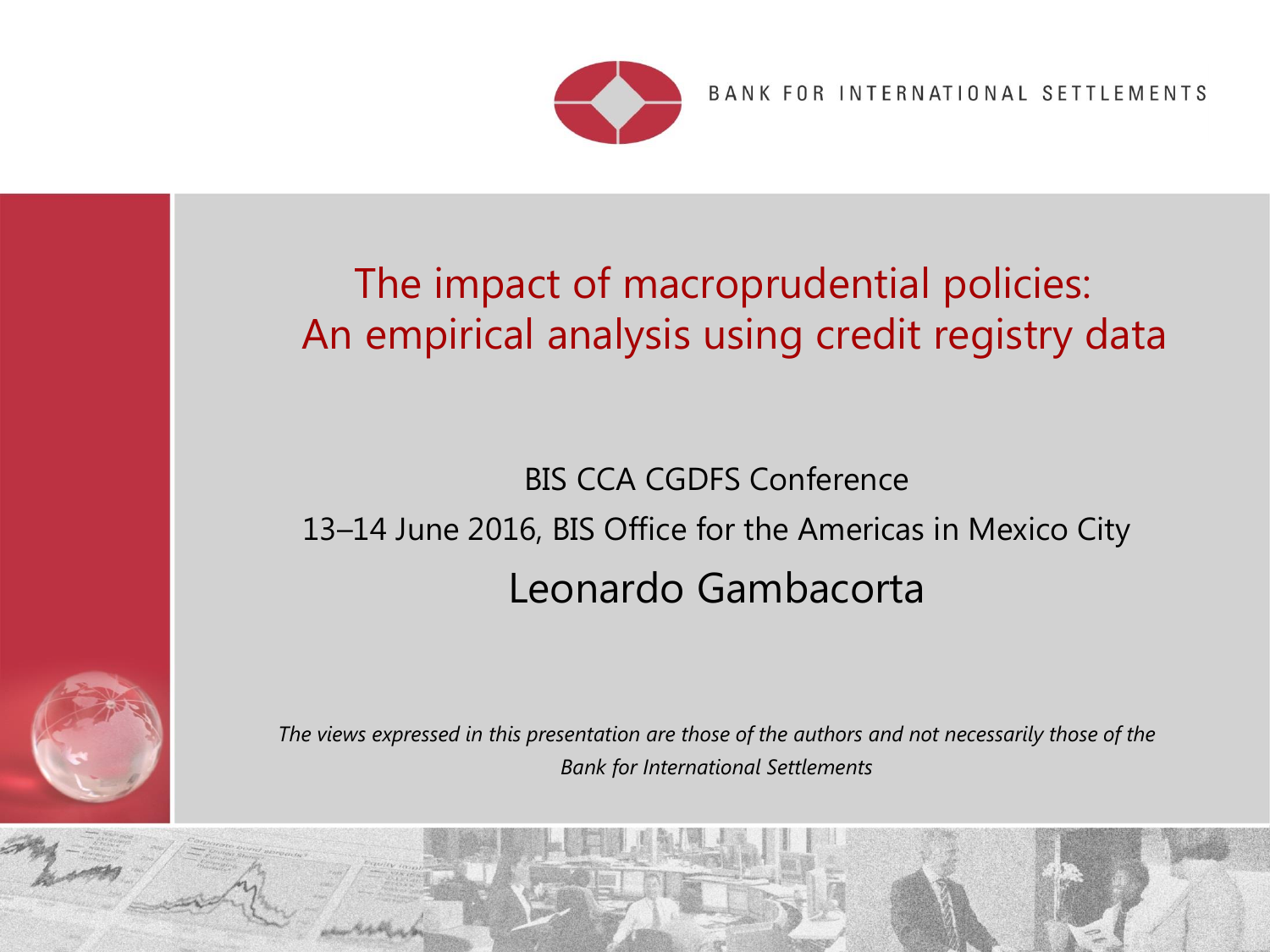BANK FOR INTERNATIONAL SETTLEMENTS

# The impact of macroprudential policies: An empirical analysis using credit registry data

BIS CCA CGDFS Conference

13–14 June 2016, BIS Office for the Americas in Mexico City

Leonardo Gambacorta

*The views expressed in this presentation are those of the authors and not necessarily those of the Bank for International Settlements*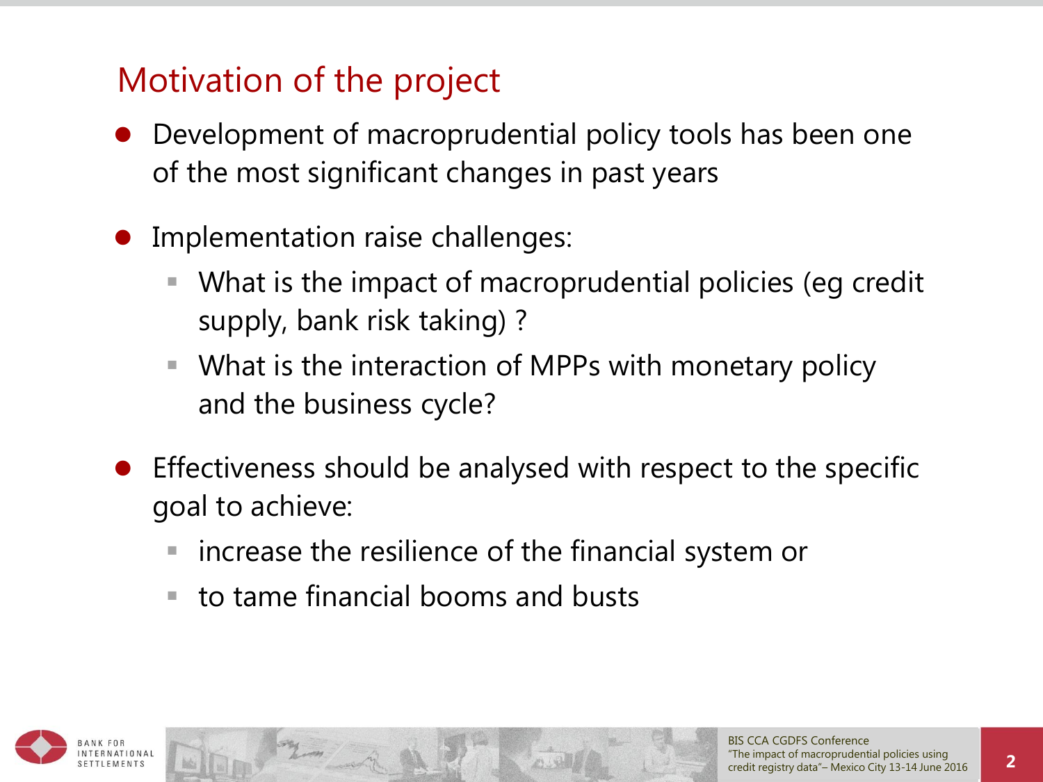# Motivation of the project

- Development of macroprudential policy tools has been one of the most significant changes in past years
- Implementation raise challenges:
  - What is the impact of macroprudential policies (eg credit supply, bank risk taking) ?
  - What is the interaction of MPPs with monetary policy and the business cycle?
- Effectiveness should be analysed with respect to the specific goal to achieve:
  - increase the resilience of the financial system or
  - to tame financial booms and busts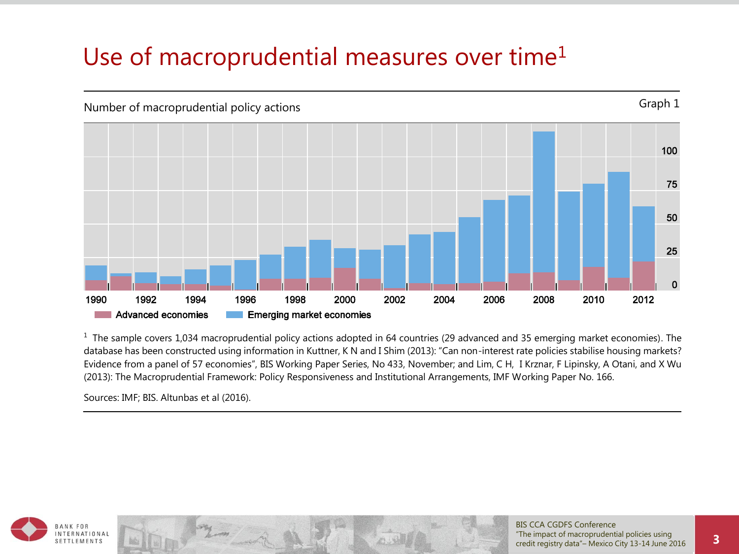# Use of macroprudential measures over time[1]

Number of macroprudential policy actions

Graph 1

Advanced economies | Emerging market economies

[1] The sample covers 1,034 macroprudential policy actions adopted in 64 countries (29 advanced and 35 emerging market economies). The database has been constructed using information in Kuttner, K N and I Shim (2013): "Can non-interest rate policies stabilise housing markets? Evidence from a panel of 57 economies", BIS Working Paper Series, No 433, November; and Lim, C H, I Krznar, F Lipinsky, A Otani, and X Wu (2013): The Macroprudential Framework: Policy Responsiveness and Institutional Arrangements, IMF Working Paper No. 166.

Sources: IMF; BIS. Altunbas et al (2016).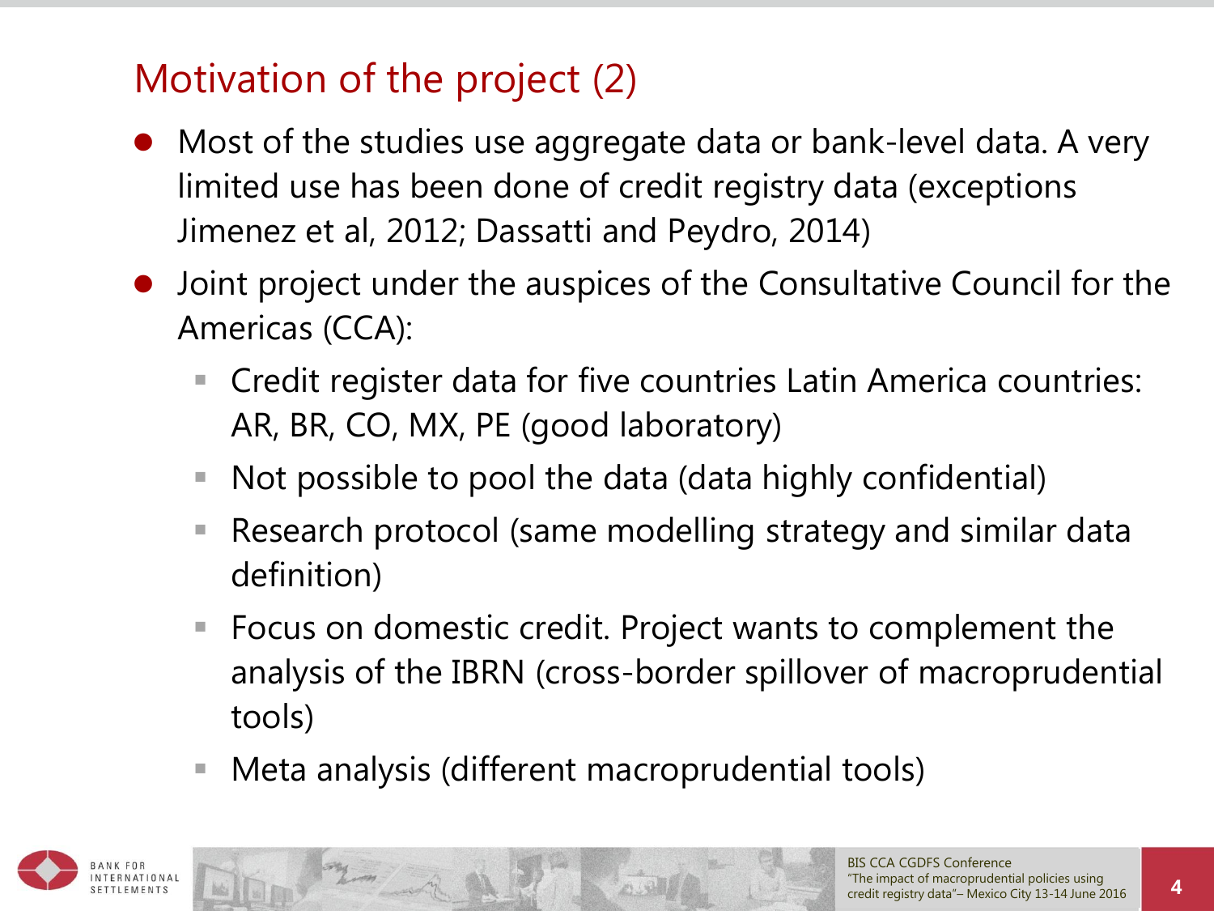## Motivation of the project (2)

- Most of the studies use aggregate data or bank-level data. A very limited use has been done of credit registry data (exceptions Jimenez et al, 2012; Dassatti and Peydro, 2014)
- Joint project under the auspices of the Consultative Council for the Americas (CCA):
  - Credit register data for five countries Latin America countries: AR, BR, CO, MX, PE (good laboratory)
  - Not possible to pool the data (data highly confidential)
  - Research protocol (same modelling strategy and similar data definition)
  - Focus on domestic credit. Project wants to complement the analysis of the IBRN (cross-border spillover of macroprudential tools)
  - Meta analysis (different macroprudential tools)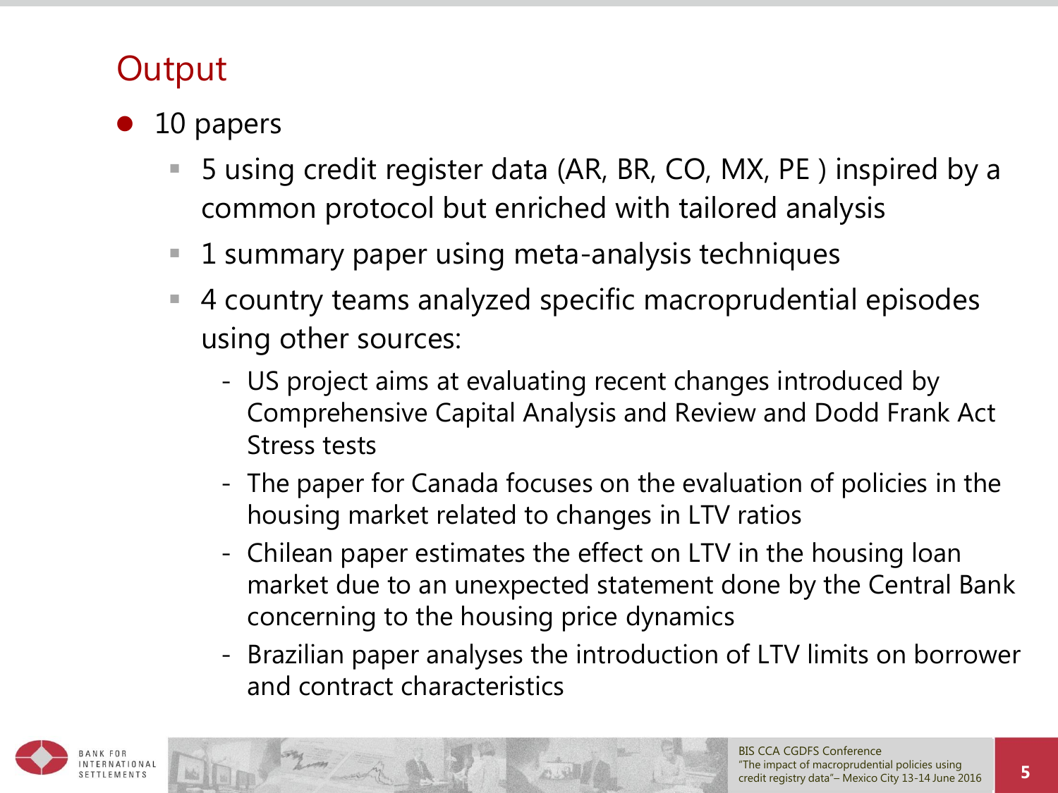# Output

- 10 papers
  - 5 using credit register data (AR, BR, CO, MX, PE ) inspired by a common protocol but enriched with tailored analysis
  - 1 summary paper using meta-analysis techniques
  - 4 country teams analyzed specific macroprudential episodes using other sources:
    - US project aims at evaluating recent changes introduced by Comprehensive Capital Analysis and Review and Dodd Frank Act Stress tests
    - The paper for Canada focuses on the evaluation of policies in the housing market related to changes in LTV ratios
    - Chilean paper estimates the effect on LTV in the housing loan market due to an unexpected statement done by the Central Bank concerning to the housing price dynamics
    - Brazilian paper analyses the introduction of LTV limits on borrower and contract characteristics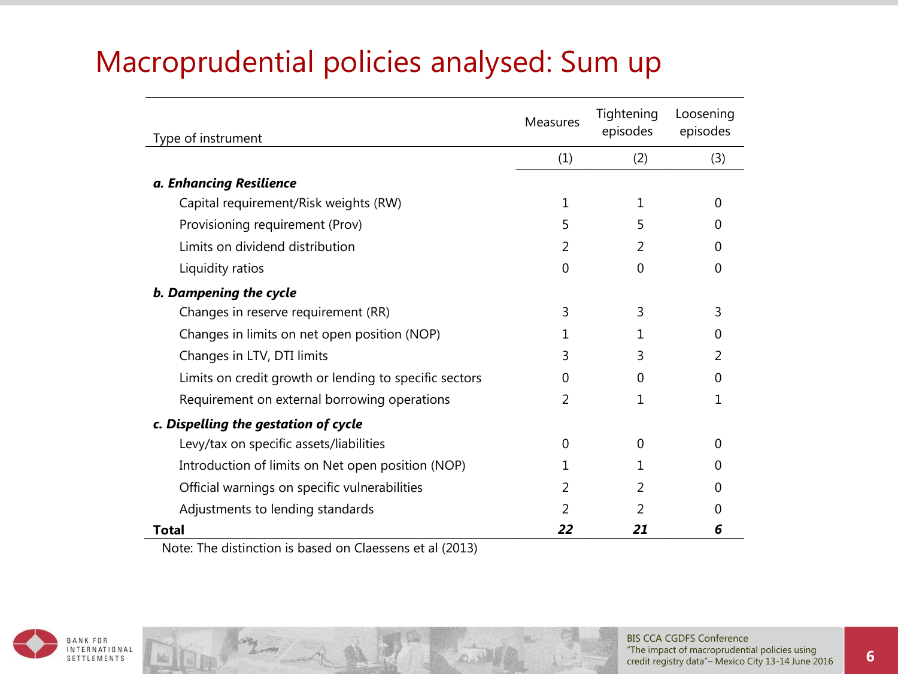# Macroprudential policies analysed: Sum up

| Type of instrument | Measures | Tightening episodes | Loosening episodes |
|---|---|---|---|
| | (1) | (2) | (3) |
| ***a. Enhancing Resilience*** | | | |
| Capital requirement/Risk weights (RW) | 1 | 1 | 0 |
| Provisioning requirement (Prov) | 5 | 5 | 0 |
| Limits on dividend distribution | 2 | 2 | 0 |
| Liquidity ratios | 0 | 0 | 0 |
| ***b. Dampening the cycle*** | | | |
| Changes in reserve requirement (RR) | 3 | 3 | 3 |
| Changes in limits on net open position (NOP) | 1 | 1 | 0 |
| Changes in LTV, DTI limits | 3 | 3 | 2 |
| Limits on credit growth or lending to specific sectors | 0 | 0 | 0 |
| Requirement on external borrowing operations | 2 | 1 | 1 |
| ***c. Dispelling the gestation of cycle*** | | | |
| Levy/tax on specific assets/liabilities | 0 | 0 | 0 |
| Introduction of limits on Net open position (NOP) | 1 | 1 | 0 |
| Official warnings on specific vulnerabilities | 2 | 2 | 0 |
| Adjustments to lending standards | 2 | 2 | 0 |
| **Total** | ***22*** | ***21*** | ***6*** |

Note: The distinction is based on Claessens et al (2013)